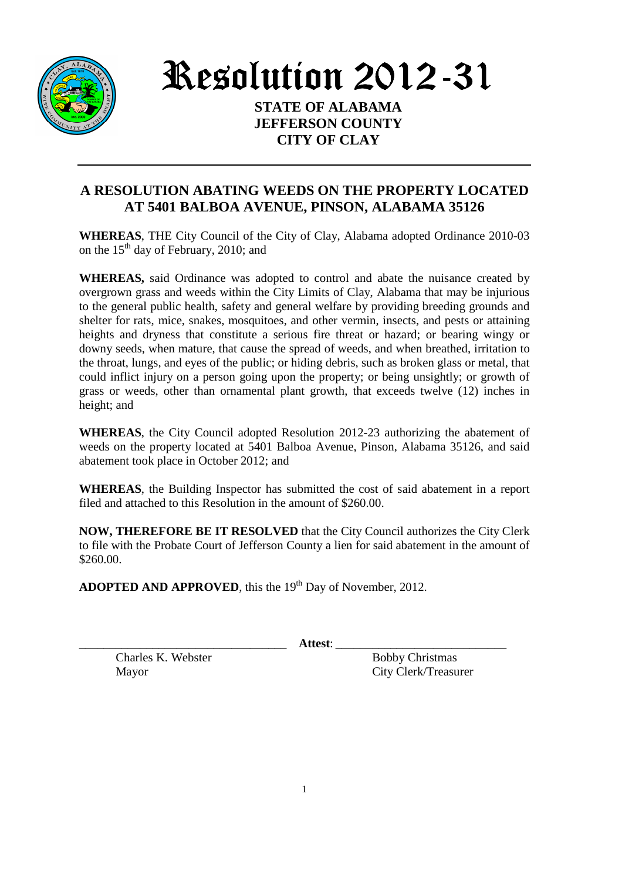# Resolution 2012-31

**STATE OF ALABAMA**
**JEFFERSON COUNTY**
**CITY OF CLAY**

---

## A RESOLUTION ABATING WEEDS ON THE PROPERTY LOCATED AT 5401 BALBOA AVENUE, PINSON, ALABAMA 35126

**WHEREAS**, THE City Council of the City of Clay, Alabama adopted Ordinance 2010-03 on the 15th day of February, 2010; and

**WHEREAS,** said Ordinance was adopted to control and abate the nuisance created by overgrown grass and weeds within the City Limits of Clay, Alabama that may be injurious to the general public health, safety and general welfare by providing breeding grounds and shelter for rats, mice, snakes, mosquitoes, and other vermin, insects, and pests or attaining heights and dryness that constitute a serious fire threat or hazard; or bearing wingy or downy seeds, when mature, that cause the spread of weeds, and when breathed, irritation to the throat, lungs, and eyes of the public; or hiding debris, such as broken glass or metal, that could inflict injury on a person going upon the property; or being unsightly; or growth of grass or weeds, other than ornamental plant growth, that exceeds twelve (12) inches in height; and

**WHEREAS**, the City Council adopted Resolution 2012-23 authorizing the abatement of weeds on the property located at 5401 Balboa Avenue, Pinson, Alabama 35126, and said abatement took place in October 2012; and

**WHEREAS**, the Building Inspector has submitted the cost of said abatement in a report filed and attached to this Resolution in the amount of $260.00.

**NOW, THEREFORE BE IT RESOLVED** that the City Council authorizes the City Clerk to file with the Probate Court of Jefferson County a lien for said abatement in the amount of $260.00.

**ADOPTED AND APPROVED**, this the 19th Day of November, 2012.

\_\_\_\_\_\_\_\_\_\_\_\_\_\_\_\_\_\_\_\_\_\_\_\_\_\_\_\_\_\_\_\_\_\_ **Attest**: \_\_\_\_\_\_\_\_\_\_\_\_\_\_\_\_\_\_\_\_\_\_\_\_\_\_\_\_\_\_

Charles K. Webster
Mayor

Bobby Christmas
City Clerk/Treasurer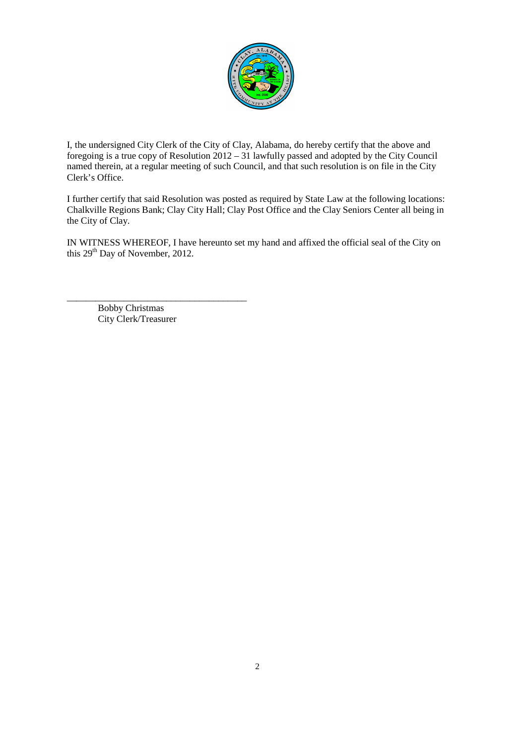I, the undersigned City Clerk of the City of Clay, Alabama, do hereby certify that the above and foregoing is a true copy of Resolution 2012 – 31 lawfully passed and adopted by the City Council named therein, at a regular meeting of such Council, and that such resolution is on file in the City Clerk's Office.

I further certify that said Resolution was posted as required by State Law at the following locations: Chalkville Regions Bank; Clay City Hall; Clay Post Office and the Clay Seniors Center all being in the City of Clay.

IN WITNESS WHEREOF, I have hereunto set my hand and affixed the official seal of the City on this 29th Day of November, 2012.

\_\_\_\_\_\_\_\_\_\_\_\_\_\_\_\_\_\_\_\_\_\_\_\_\_\_\_\_\_\_\_\_\_\_\_\_\_\_

Bobby Christmas
City Clerk/Treasurer